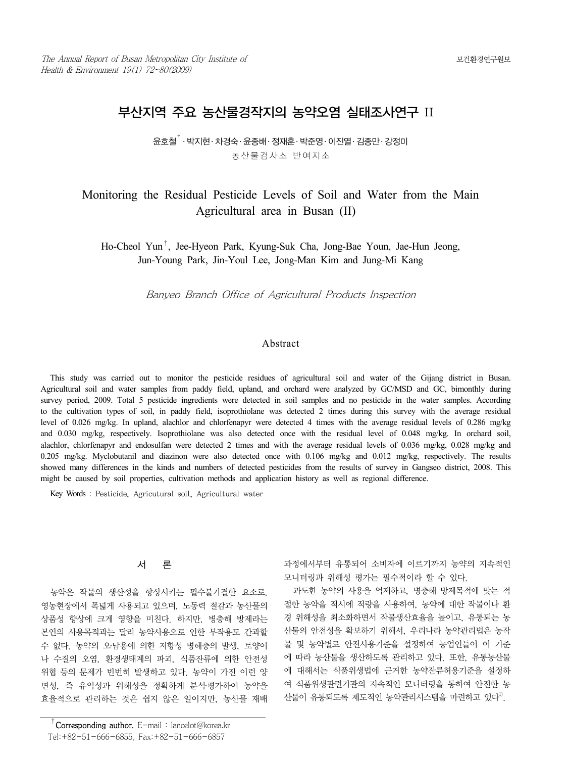# 부산지역 주요 농산물경작지의 농약오염 실태조사연구 II

윤호철[†] · 박지현 · 차경숙 · 윤종배 · 정재훈 · 박준영 · 이진열 · 김종만 · 강정미

농산물검사소 반여지소

# Monitoring the Residual Pesticide Levels of Soil and Water from the Main Agricultural area in Busan (II)

Ho-Cheol Yun[†], Jee-Hyeon Park, Kyung-Suk Cha, Jong-Bae Youn, Jae-Hun Jeong, Jun-Young Park, Jin-Youl Lee, Jong-Man Kim and Jung-Mi Kang

*Banyeo Branch Office of Agricultural Products Inspection*

## Abstract

This study was carried out to monitor the pesticide residues of agricultural soil and water of the Gijang district in Busan. Agricultural soil and water samples from paddy field, upland, and orchard were analyzed by GC/MSD and GC, bimonthly during survey period, 2009. Total 5 pesticide ingredients were detected in soil samples and no pesticide in the water samples. According to the cultivation types of soil, in paddy field, isoprothiolane was detected 2 times during this survey with the average residual level of 0.026 mg/kg. In upland, alachlor and chlorfenapyr were detected 4 times with the average residual levels of 0.286 mg/kg and 0.030 mg/kg, respectively. Isoprothiolane was also detected once with the residual level of 0.048 mg/kg. In orchard soil, alachlor, chlorfenapyr and endosulfan were detected 2 times and with the average residual levels of 0.036 mg/kg, 0.028 mg/kg and 0.205 mg/kg. Myclobutanil and diazinon were also detected once with 0.106 mg/kg and 0.012 mg/kg, respectively. The results showed many differences in the kinds and numbers of detected pesticides from the results of survey in Gangseo district, 2008. This might be caused by soil properties, cultivation methods and application history as well as regional difference.

**Key Words** : Pesticide, Agricutural soil, Agricultural water

## 서 론

농약은 작물의 생산성을 향상시키는 필수불가결한 요소로, 영농현장에서 폭넓게 사용되고 있으며, 노동력 절감과 농산물의 상품성 향상에 크게 영향을 미친다. 하지만, 병충해 방제라는 본연의 사용목적과는 달리 농약사용으로 인한 부작용도 간과할 수 없다. 농약의 오·남용에 의한 저항성 병해충의 발생, 토양이나 수질의 오염, 환경생태계의 파괴, 식품잔류에 의한 안전성 위협 등의 문제가 빈번히 발생하고 있다. 농약이 가진 이런 양면성, 즉 유익성과 위해성을 정확하게 분석·평가하여 농약을 효율적으로 관리하는 것은 쉽지 않은 일이지만, 농산물 재배 과정에서부터 유통되어 소비자에 이르기까지 농약의 지속적인 모니터링과 위해성 평가는 필수적이라 할 수 있다.

과도한 농약의 사용을 억제하고, 병충해 방제목적에 맞는 적절한 농약을 적시에 적량을 사용하여, 농약에 대한 작물이나 환경 위해성을 최소화하면서 작물생산효율을 높이고, 유통되는 농산물의 안전성을 확보하기 위해서, 우리나라 농약관리법은 농작물 및 농약별로 안전사용기준을 설정하여 농업인들이 이 기준에 따라 농산물을 생산하도록 관리하고 있다. 또한, 유통농산물에 대해서는 식품위생법에 근거한 농약잔류허용기준을 설정하여 식품위생관련기관의 지속적인 모니터링을 통하여 안전한 농산물이 유통되도록 제도적인 농약관리시스템을 마련하고 있다[1].

---

[†]**Corresponding author.** E-mail : lancelot@korea.kr
Tel:+82-51-666-6855, Fax:+82-51-666-6857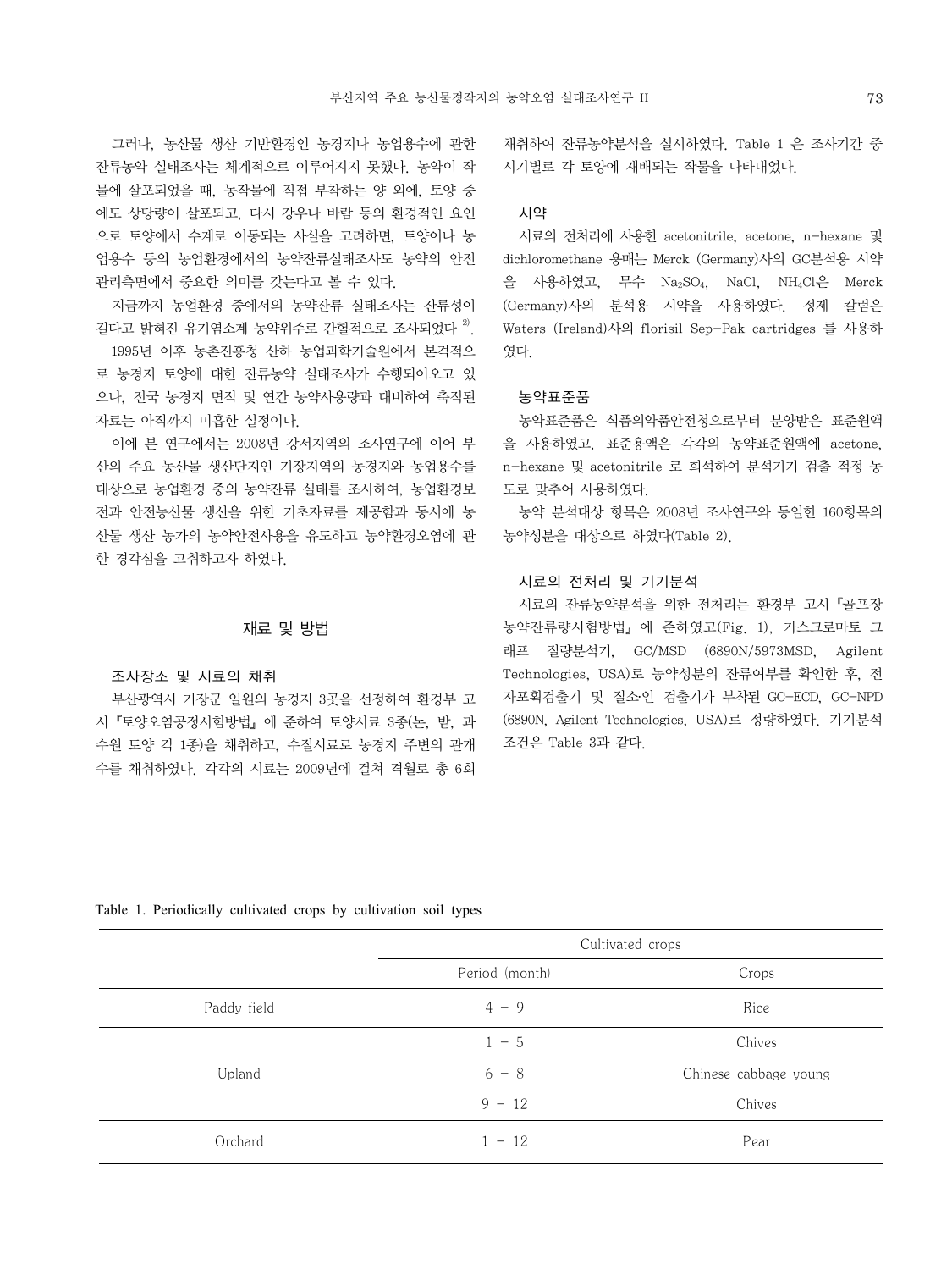그러나, 농산물 생산 기반환경인 농경지나 농업용수에 관한 잔류농약 실태조사는 체계적으로 이루어지지 못했다. 농약이 작물에 살포되었을 때, 농작물에 직접 부착하는 양 외에, 토양 중에도 상당량이 살포되고, 다시 강우나 바람 등의 환경적인 요인으로 토양에서 수계로 이동되는 사실을 고려하면, 토양이나 농업용수 등의 농업환경에서의 농약잔류실태조사도 농약의 안전관리측면에서 중요한 의미를 갖는다고 볼 수 있다.

지금까지 농업환경 중에서의 농약잔류 실태조사는 잔류성이 길다고 밝혀진 유기염소계 농약위주로 간헐적으로 조사되었다 [2].

1995년 이후 농촌진흥청 산하 농업과학기술원에서 본격적으로 농경지 토양에 대한 잔류농약 실태조사가 수행되어오고 있으나, 전국 농경지 면적 및 연간 농약사용량과 대비하여 축적된 자료는 아직까지 미흡한 실정이다.

이에 본 연구에서는 2008년 강서지역의 조사연구에 이어 부산의 주요 농산물 생산단지인 기장지역의 농경지와 농업용수를 대상으로 농업환경 중의 농약잔류 실태를 조사하여, 농업환경보전과 안전농산물 생산을 위한 기초자료를 제공함과 동시에 농산물 생산 농가의 농약안전사용을 유도하고 농약환경오염에 관한 경각심을 고취하고자 하였다.

## 재료 및 방법

### 조사장소 및 시료의 채취

부산광역시 기장군 일원의 농경지 3곳을 선정하여 환경부 고시『토양오염공정시험방법』에 준하여 토양시료 3종(논, 밭, 과수원 토양 각 1종)을 채취하고, 수질시료로 농경지 주변의 관개수를 채취하였다. 각각의 시료는 2009년에 걸쳐 격월로 총 6회 채취하여 잔류농약분석을 실시하였다. Table 1 은 조사기간 중 시기별로 각 토양에 재배되는 작물을 나타내었다.

### 시약

시료의 전처리에 사용한 acetonitrile, acetone, n-hexane 및 dichloromethane 용매는 Merck (Germany)사의 GC분석용 시약을 사용하였고, 무수 $Na_2SO_4$, NaCl, $NH_4Cl$은 Merck (Germany)사의 분석용 시약을 사용하였다. 정제 칼럼은 Waters (Ireland)사의 florisil Sep-Pak cartridges 를 사용하였다.

### 농약표준품

농약표준품은 식품의약품안전청으로부터 분양받은 표준원액을 사용하였고, 표준용액은 각각의 농약표준원액에 acetone, n-hexane 및 acetonitrile 로 희석하여 분석기기 검출 적정 농도로 맞추어 사용하였다.

농약 분석대상 항목은 2008년 조사연구와 동일한 160항목의 농약성분을 대상으로 하였다(Table 2).

### 시료의 전처리 및 기기분석

시료의 잔류농약분석을 위한 전처리는 환경부 고시『골프장 농약잔류량시험방법』에 준하였고(Fig. 1), 가스크로마토 그래프 질량분석기, GC/MSD (6890N/5973MSD, Agilent Technologies, USA)로 농약성분의 잔류여부를 확인한 후, 전자포획검출기 및 질소인 검출기가 부착된 GC-ECD, GC-NPD (6890N, Agilent Technologies, USA)로 정량하였다. 기기분석 조건은 Table 3과 같다.

Table 1. Periodically cultivated crops by cultivation soil types

| | Cultivated crops | |
|---|---|---|
| | Period (month) | Crops |
| Paddy field | 4 - 9 | Rice |
| Upland | 1 - 5 | Chives |
| | 6 - 8 | Chinese cabbage young |
| | 9 - 12 | Chives |
| Orchard | 1 - 12 | Pear |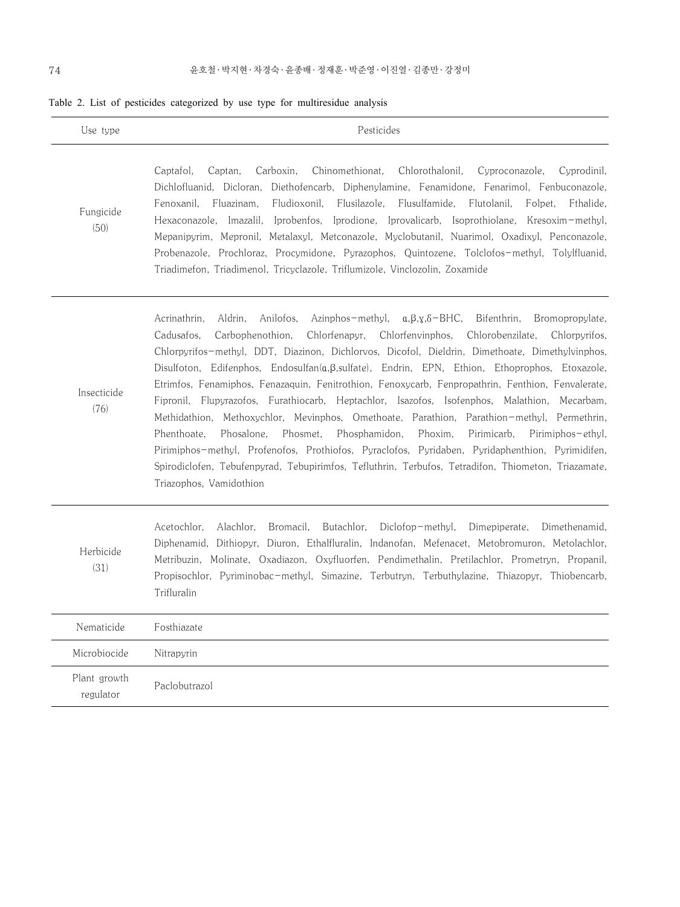Table 2. List of pesticides categorized by use type for multiresidue analysis

| Use type | Pesticides |
|---|---|
| Fungicide (50) | Captafol, Captan, Carboxin, Chinomethionat, Chlorothalonil, Cyproconazole, Cyprodinil, Dichlofluanid, Dicloran, Diethofencarb, Diphenylamine, Fenamidone, Fenarimol, Fenbuconazole, Fenoxanil, Fluazinam, Fludioxonil, Flusilazole, Flusulfamide, Flutolanil, Folpet, Fthalide, Hexaconazole, Imazalil, Iprobenfos, Iprodione, Iprovalicarb, Isoprothiolane, Kresoxim-methyl, Mepanipyrim, Mepronil, Metalaxyl, Metconazole, Myclobutanil, Nuarimol, Oxadixyl, Penconazole, Probenazole, Prochloraz, Procymidone, Pyrazophos, Quintozene, Tolclofos-methyl, Tolylfluanid, Triadimefon, Triadimenol, Tricyclazole, Triflumizole, Vinclozolin, Zoxamide |
| Insecticide (76) | Acrinathrin, Aldrin, Anilofos, Azinphos-methyl, α,β,γ,δ-BHC, Bifenthrin, Bromopropylate, Cadusafos, Carbophenothion, Chlorfenapyr, Chlorfenvinphos, Chlorobenzilate, Chlorpyrifos, Chlorpyrifos-methyl, DDT, Diazinon, Dichlorvos, Dicofol, Dieldrin, Dimethoate, Dimethylvinphos, Disulfoton, Edifenphos, Endosulfan(α,β,sulfate), Endrin, EPN, Ethion, Ethoprophos, Etoxazole, Etrimfos, Fenamiphos, Fenazaquin, Fenitrothion, Fenoxycarb, Fenpropathrin, Fenthion, Fenvalerate, Fipronil, Flupyrazofos, Furathiocarb, Heptachlor, Isazofos, Isofenphos, Malathion, Mecarbam, Methidathion, Methoxychlor, Mevinphos, Omethoate, Parathion, Parathion-methyl, Permethrin, Phenthoate, Phosalone, Phosmet, Phosphamidon, Phoxim, Pirimicarb, Pirimiphos-ethyl, Pirimiphos-methyl, Profenofos, Prothiofos, Pyraclofos, Pyridaben, Pyridaphenthion, Pyrimidifen, Spirodiclofen, Tebufenpyrad, Tebupirimfos, Tefluthrin, Terbufos, Tetradifon, Thiometon, Triazamate, Triazophos, Vamidothion |
| Herbicide (31) | Acetochlor, Alachlor, Bromacil, Butachlor, Diclofop-methyl, Dimepiperate, Dimethenamid, Diphenamid, Dithiopyr, Diuron, Ethalfluralin, Indanofan, Mefenacet, Metobromuron, Metolachlor, Metribuzin, Molinate, Oxadiazon, Oxyfluorfen, Pendimethalin, Pretilachlor, Prometryn, Propanil, Propisochlor, Pyriminobac-methyl, Simazine, Terbutryn, Terbuthylazine, Thiazopyr, Thiobencarb, Trifluralin |
| Nematicide | Fosthiazate |
| Microbiocide | Nitrapyrin |
| Plant growth regulator | Paclobutrazol |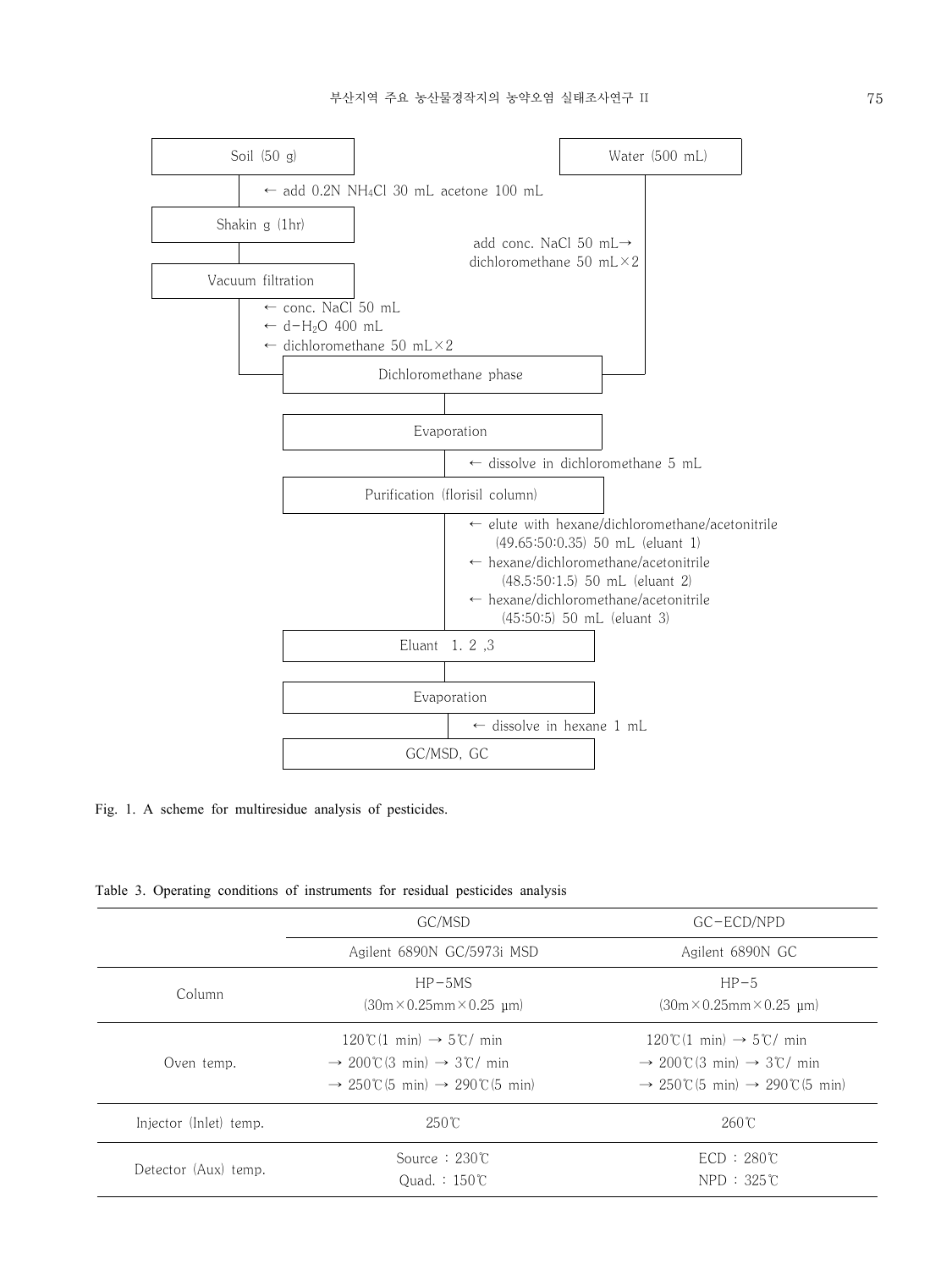Soil (50 g)

← add 0.2N $NH_4Cl$ 30 mL acetone 100 mL

Shakin g (1hr)

Vacuum filtration

← conc. NaCl 50 mL
← d-$H_2O$ 400 mL
← dichloromethane 50 mL×2

Water (500 mL)

add conc. NaCl 50 mL→
dichloromethane 50 mL×2

Dichloromethane phase

Evaporation

← dissolve in dichloromethane 5 mL

Purification (florisil column)

← elute with hexane/dichloromethane/acetonitrile (49.65:50:0.35) 50 mL (eluant 1)
← hexane/dichloromethane/acetonitrile (48.5:50:1.5) 50 mL (eluant 2)
← hexane/dichloromethane/acetonitrile (45:50:5) 50 mL (eluant 3)

Eluant 1. 2 ,3

Evaporation

← dissolve in hexane 1 mL

GC/MSD, GC

Fig. 1. A scheme for multiresidue analysis of pesticides.

Table 3. Operating conditions of instruments for residual pesticides analysis

| | GC/MSD | GC-ECD/NPD |
|---|---|---|
| | Agilent 6890N GC/5973i MSD | Agilent 6890N GC |
| Column | HP-5MS<br>(30m×0.25mm×0.25 μm) | HP-5<br>(30m×0.25mm×0.25 μm) |
| Oven temp. | 120℃(1 min) → 5℃/ min<br>→ 200℃(3 min) → 3℃/ min<br>→ 250℃(5 min) → 290℃(5 min) | 120℃(1 min) → 5℃/ min<br>→ 200℃(3 min) → 3℃/ min<br>→ 250℃(5 min) → 290℃(5 min) |
| Injector (Inlet) temp. | 250℃ | 260℃ |
| Detector (Aux) temp. | Source : 230℃<br>Quad. : 150℃ | ECD : 280℃<br>NPD : 325℃ |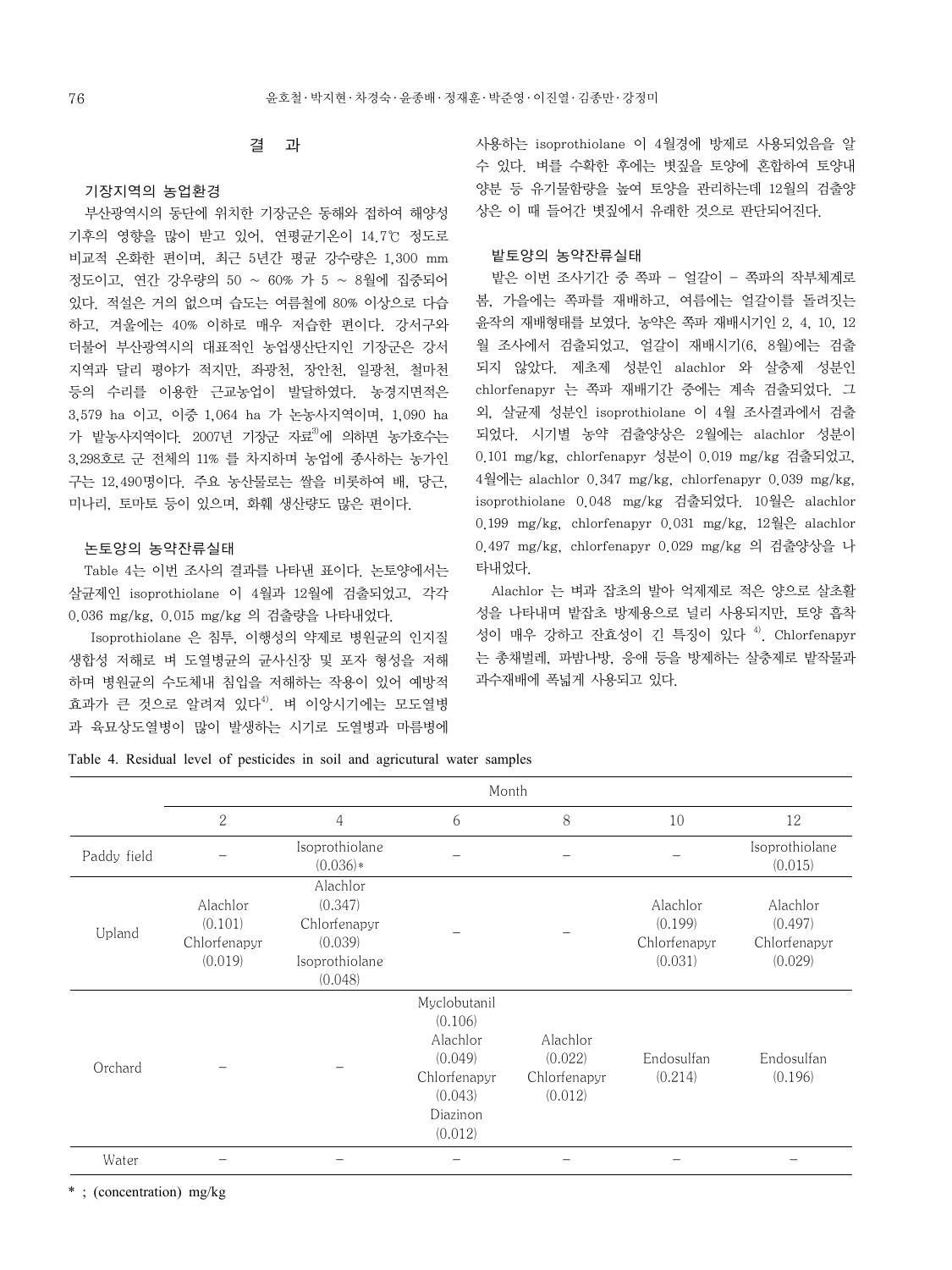## 결 과

### 기장지역의 농업환경

부산광역시의 동단에 위치한 기장군은 동해와 접하여 해양성 기후의 영향을 많이 받고 있어, 연평균기온이 14.7℃ 정도로 비교적 온화한 편이며, 최근 5년간 평균 강수량은 1,300 mm 정도이고, 연간 강수량의 50 ~ 60% 가 5 ~ 8월에 집중되어 있다. 적설은 거의 없으며 습도는 여름철에 80% 이상으로 다습하고, 겨울에는 40% 이하로 매우 저습한 편이다. 강서구와 더불어 부산광역시의 대표적인 농업생산단지인 기장군은 강서지역과 달리 평야가 적지만, 좌광천, 장안천, 일광천, 철마천 등의 수리를 이용한 근교농업이 발달하였다. 농경지면적은 3,579 ha 이고, 이중 1,064 ha 가 논농사지역이며, 1,090 ha 가 밭농사지역이다. 2007년 기장군 자료[3]에 의하면 농가호수는 3,298호로 군 전체의 11% 를 차지하며 농업에 종사하는 농가인구는 12,490명이다. 주요 농산물로는 쌀을 비롯하여 배, 당근, 미나리, 토마토 등이 있으며, 화훼 생산량도 많은 편이다.

### 논토양의 농약잔류실태

Table 4는 이번 조사의 결과를 나타낸 표이다. 논토양에서는 살균제인 isoprothiolane 이 4월과 12월에 검출되었고, 각각 0.036 mg/kg, 0.015 mg/kg 의 검출량을 나타내었다.

Isoprothiolane 은 침투, 이행성의 약제로 병원균의 인지질 생합성 저해로 벼 도열병균의 균사신장 및 포자 형성을 저해하며 병원균의 수도체내 침입을 저해하는 작용이 있어 예방적 효과가 큰 것으로 알려져 있다[4]. 벼 이앙시기에는 모도열병과 육묘상도열병이 많이 발생하는 시기로 도열병과 마름병에 사용하는 isoprothiolane 이 4월경에 방제로 사용되었음을 알 수 있다. 벼를 수확한 후에는 볏짚을 토양에 혼합하여 토양내 양분 등 유기물함량을 높여 토양을 관리하는데 12월의 검출양상은 이 때 들어간 볏짚에서 유래한 것으로 판단되어진다.

### 밭토양의 농약잔류실태

밭은 이번 조사기간 중 쪽파 – 얼갈이 – 쪽파의 작부체계로 봄, 가을에는 쪽파를 재배하고, 여름에는 얼갈이를 돌려짓는 윤작의 재배형태를 보였다. 농약은 쪽파 재배시기인 2, 4, 10, 12월 조사에서 검출되었고, 얼갈이 재배시기(6, 8월)에는 검출되지 않았다. 제초제 성분인 alachlor 와 살충제 성분인 chlorfenapyr 는 쪽파 재배기간 중에는 계속 검출되었다. 그 외, 살균제 성분인 isoprothiolane 이 4월 조사결과에서 검출되었다. 시기별 농약 검출양상은 2월에는 alachlor 성분이 0.101 mg/kg, chlorfenapyr 성분이 0.019 mg/kg 검출되었고, 4월에는 alachlor 0.347 mg/kg, chlorfenapyr 0.039 mg/kg, isoprothiolane 0.048 mg/kg 검출되었다. 10월은 alachlor 0.199 mg/kg, chlorfenapyr 0.031 mg/kg, 12월은 alachlor 0.497 mg/kg, chlorfenapyr 0.029 mg/kg 의 검출양상을 나타내었다.

Alachlor 는 벼과 잡초의 발아 억제제로 적은 양으로 살초활성을 나타내며 밭잡초 방제용으로 널리 사용되지만, 토양 흡착성이 매우 강하고 잔효성이 긴 특징이 있다 [4]. Chlorfenapyr 는 총채벌레, 파밤나방, 응애 등을 방제하는 살충제로 밭작물과 과수재배에 폭넓게 사용되고 있다.

Table 4. Residual level of pesticides in soil and agricutural water samples

| | Month | | | | | |
|---|---|---|---|---|---|---|
| | 2 | 4 | 6 | 8 | 10 | 12 |
| Paddy field | – | Isoprothiolane (0.036)* | – | – | – | Isoprothiolane (0.015) |
| Upland | Alachlor (0.101) Chlorfenapyr (0.019) | Alachlor (0.347) Chlorfenapyr (0.039) Isoprothiolane (0.048) | – | – | Alachlor (0.199) Chlorfenapyr (0.031) | Alachlor (0.497) Chlorfenapyr (0.029) |
| Orchard | – | – | Myclobutanil (0.106) Alachlor (0.049) Chlorfenapyr (0.043) Diazinon (0.012) | Alachlor (0.022) Chlorfenapyr (0.012) | Endosulfan (0.214) | Endosulfan (0.196) |
| Water | – | – | – | – | – | – |

* ; (concentration) mg/kg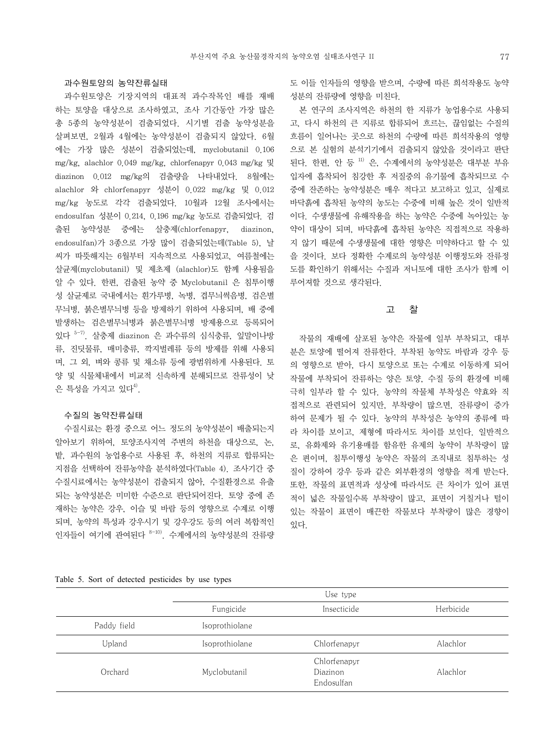### 과수원토양의 농약잔류실태

과수원토양은 기장지역의 대표적 과수작목인 배를 재배하는 토양을 대상으로 조사하였고, 조사 기간동안 가장 많은 총 5종의 농약성분이 검출되었다. 시기별 검출 농약성분을 살펴보면, 2월과 4월에는 농약성분이 검출되지 않았다. 6월에는 가장 많은 성분이 검출되었는데, myclobutanil 0.106 mg/kg, alachlor 0.049 mg/kg, chlorfenapyr 0.043 mg/kg 및 diazinon 0.012 mg/kg의 검출량을 나타내었다. 8월에는 alachlor 와 chlorfenapyr 성분이 0.022 mg/kg 및 0.012 mg/kg 농도로 각각 검출되었다. 10월과 12월 조사에서는 endosulfan 성분이 0.214, 0.196 mg/kg 농도로 검출되었다. 검출된 농약성분 중에는 살충제(chlorfenapyr, diazinon, endosulfan)가 3종으로 가장 많이 검출되었는데(Table 5), 날씨가 따뜻해지는 6월부터 지속적으로 사용되었고, 여름철에는 살균제(myclobutanil) 및 제초제 (alachlor)도 함께 사용됨을 알 수 있다. 한편, 검출된 농약 중 Myclobutanil 은 침투이행성 살균제로 국내에서는 흰가루병, 녹병, 겹무늬썩음병, 검은별무늬병, 붉은별무늬병 등을 방제하기 위하여 사용되며, 배 중에 발생하는 검은별무늬병과 붉은별무늬병 방제용으로 등록되어 있다 [5-7]. 살충제 diazinon 은 과수류의 심식충류, 잎말이나방류, 진딧물류, 매미충류, 깍지벌레류 등의 방제를 위해 사용되며, 그 외, 벼와 콩류 및 채소류 등에 광범위하게 사용된다. 토양 및 식물체내에서 비교적 신속하게 분해되므로 잔류성이 낮은 특성을 가지고 있다[4].

### 수질의 농약잔류실태

수질시료는 환경 중으로 어느 정도의 농약성분이 배출되는지 알아보기 위하여, 토양조사지역 주변의 하천을 대상으로, 논, 밭, 과수원의 농업용수로 사용된 후, 하천의 지류로 합류되는 지점을 선택하여 잔류농약을 분석하였다(Table 4). 조사기간 중 수질시료에서는 농약성분이 검출되지 않아, 수질환경으로 유출되는 농약성분은 미미한 수준으로 판단되어진다. 토양 중에 존재하는 농약은 강우, 이슬 및 바람 등의 영향으로 수계로 이행되며, 농약의 특성과 강우시기 및 강우강도 등의 여러 복합적인 인자들이 여기에 관여된다 [8-10]. 수계에서의 농약성분의 잔류량도 이들 인자들의 영향을 받으며, 수량에 따른 희석작용도 농약성분의 잔류량에 영향을 미친다.

본 연구의 조사지역은 하천의 한 지류가 농업용수로 사용되고, 다시 하천의 큰 지류로 합류되어 흐르는, 끊임없는 수질의 흐름이 일어나는 곳으로 하천의 수량에 따른 희석작용의 영향으로 본 실험의 분석기기에서 검출되지 않았을 것이라고 판단된다. 한편, 안 등 [11] 은, 수계에서의 농약성분은 대부분 부유입자에 흡착되어 침강한 후 저질중의 유기물에 흡착되므로 수중에 잔존하는 농약성분은 매우 적다고 보고하고 있고, 실제로 바닥흙에 흡착된 농약의 농도는 수중에 비해 높은 것이 일반적이다. 수생생물에 유해작용을 하는 농약은 수중에 녹아있는 농약이 대상이 되며, 바닥흙에 흡착된 농약은 직접적으로 작용하지 않기 때문에 수생생물에 대한 영향은 미약하다고 할 수 있을 것이다. 보다 정확한 수계로의 농약성분 이행정도와 잔류정도를 확인하기 위해서는 수질과 저니토에 대한 조사가 함께 이루어져할 것으로 생각된다.

## 고 찰

작물의 재배에 살포된 농약은 작물에 일부 부착되고, 대부분은 토양에 떨어져 잔류한다. 부착된 농약도 바람과 강우 등의 영향으로 받아, 다시 토양으로 또는 수계로 이동하게 되어 작물에 부착되어 잔류하는 양은 토양, 수질 등의 환경에 비해 극히 일부라 할 수 있다. 농약의 작물체 부착성은 약효와 직접적으로 관련되어 있지만, 부착량이 많으면, 잔류량이 증가하여 문제가 될 수 있다. 농약의 부착성은 농약의 종류에 따라 차이를 보이고, 제형에 따라서도 차이를 보인다. 일반적으로, 유화제와 유기용매를 함유한 유제의 농약이 부착량이 많은 편이며, 침투이행성 농약은 작물의 조직내로 침투하는 성질이 강하여 강우 등과 같은 외부환경의 영향을 적게 받는다. 또한, 작물의 표면적과 성상에 따라서도 큰 차이가 있어 표면적이 넓은 작물일수록 부착량이 많고, 표면이 거칠거나 털이 있는 작물이 표면이 매끈한 작물보다 부착량이 많은 경향이 있다.

Table 5. Sort of detected pesticides by use types

| | Use type | | |
|---|---|---|---|
| | Fungicide | Insecticide | Herbicide |
| Paddy field | Isoprothiolane | | |
| Upland | Isoprothiolane | Chlorfenapyr | Alachlor |
| Orchard | Myclobutanil | Chlorfenapyr<br>Diazinon<br>Endosulfan | Alachlor |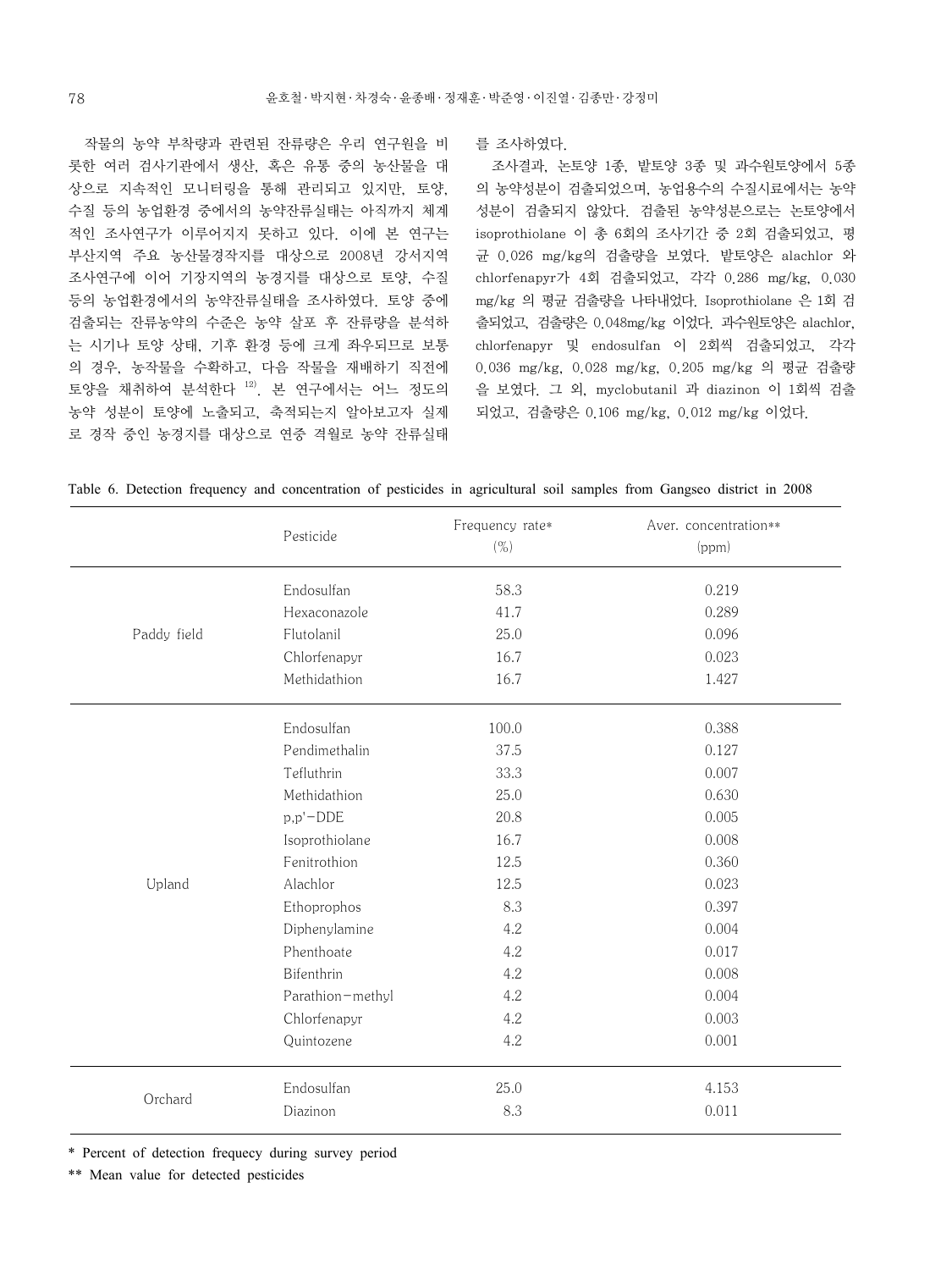작물의 농약 부착량과 관련된 잔류량은 우리 연구원을 비롯한 여러 검사기관에서 생산, 혹은 유통 중의 농산물을 대상으로 지속적인 모니터링을 통해 관리되고 있지만, 토양, 수질 등의 농업환경 중에서의 농약잔류실태는 아직까지 체계적인 조사연구가 이루어지지 못하고 있다. 이에 본 연구는 부산지역 주요 농산물경작지를 대상으로 2008년 강서지역 조사연구에 이어 기장지역의 농경지를 대상으로 토양, 수질 등의 농업환경에서의 농약잔류실태을 조사하였다. 토양 중에 검출되는 잔류농약의 수준은 농약 살포 후 잔류량을 분석하는 시기나 토양 상태, 기후 환경 등에 크게 좌우되므로 보통의 경우, 농작물을 수확하고, 다음 작물을 재배하기 직전에 토양을 채취하여 분석한다 [12]. 본 연구에서는 어느 정도의 농약 성분이 토양에 노출되고, 축적되는지 알아보고자 실제로 경작 중인 농경지를 대상으로 연중 격월로 농약 잔류실태를 조사하였다.

조사결과, 논토양 1종, 밭토양 3종 및 과수원토양에서 5종의 농약성분이 검출되었으며, 농업용수의 수질시료에서는 농약성분이 검출되지 않았다. 검출된 농약성분으로는 논토양에서 isoprothiolane 이 총 6회의 조사기간 중 2회 검출되었고, 평균 0.026 mg/kg의 검출량을 보였다. 밭토양은 alachlor 와 chlorfenapyr가 4회 검출되었고, 각각 0.286 mg/kg, 0.030 mg/kg 의 평균 검출량을 나타내었다. Isoprothiolane 은 1회 검출되었고, 검출량은 0.048mg/kg 이었다. 과수원토양은 alachlor, chlorfenapyr 및 endosulfan 이 2회씩 검출되었고, 각각 0.036 mg/kg, 0.028 mg/kg, 0.205 mg/kg 의 평균 검출량을 보였다. 그 외, myclobutanil 과 diazinon 이 1회씩 검출되었고, 검출량은 0.106 mg/kg, 0.012 mg/kg 이었다.

Table 6. Detection frequency and concentration of pesticides in agricultural soil samples from Gangseo district in 2008

| | Pesticide | Frequency rate* (%) | Aver. concentration** (ppm) |
|---|---|---|---|
| Paddy field | Endosulfan | 58.3 | 0.219 |
| | Hexaconazole | 41.7 | 0.289 |
| | Flutolanil | 25.0 | 0.096 |
| | Chlorfenapyr | 16.7 | 0.023 |
| | Methidathion | 16.7 | 1.427 |
| Upland | Endosulfan | 100.0 | 0.388 |
| | Pendimethalin | 37.5 | 0.127 |
| | Tefluthrin | 33.3 | 0.007 |
| | Methidathion | 25.0 | 0.630 |
| | p,p'-DDE | 20.8 | 0.005 |
| | Isoprothiolane | 16.7 | 0.008 |
| | Fenitrothion | 12.5 | 0.360 |
| | Alachlor | 12.5 | 0.023 |
| | Ethoprophos | 8.3 | 0.397 |
| | Diphenylamine | 4.2 | 0.004 |
| | Phenthoate | 4.2 | 0.017 |
| | Bifenthrin | 4.2 | 0.008 |
| | Parathion-methyl | 4.2 | 0.004 |
| | Chlorfenapyr | 4.2 | 0.003 |
| | Quintozene | 4.2 | 0.001 |
| Orchard | Endosulfan | 25.0 | 4.153 |
| | Diazinon | 8.3 | 0.011 |

* Percent of detection frequecy during survey period

** Mean value for detected pesticides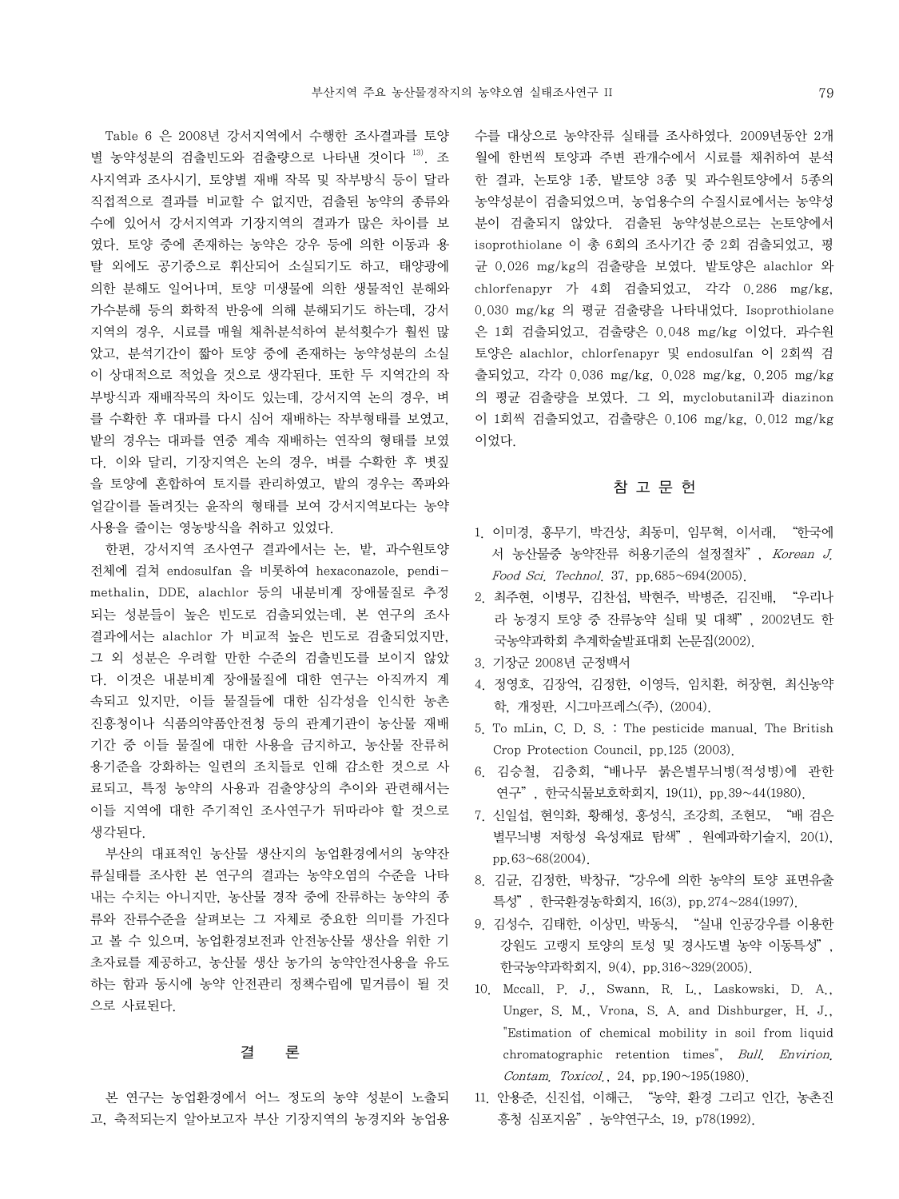Table 6 은 2008년 강서지역에서 수행한 조사결과를 토양별 농약성분의 검출빈도와 검출량으로 나타낸 것이다 [13]. 조사지역과 조사시기, 토양별 재배 작목 및 작부방식 등이 달라 직접적으로 결과를 비교할 수 없지만, 검출된 농약의 종류와 수에 있어서 강서지역과 기장지역의 결과가 많은 차이를 보였다. 토양 중에 존재하는 농약은 강우 등에 의한 이동과 용탈 외에도 공기중으로 휘산되어 소실되기도 하고, 태양광에 의한 분해도 일어나며, 토양 미생물에 의한 생물적인 분해와 가수분해 등의 화학적 반응에 의해 분해되기도 하는데, 강서지역의 경우, 시료를 매월 채취·분석하여 분석횟수가 훨씬 많았고, 분석기간이 짧아 토양 중에 존재하는 농약성분의 소실이 상대적으로 적었을 것으로 생각된다. 또한 두 지역간의 작부방식과 재배작목의 차이도 있는데, 강서지역 논의 경우, 벼를 수확한 후 대파를 다시 심어 재배하는 작부형태를 보였고, 밭의 경우는 대파를 연중 계속 재배하는 연작의 형태를 보였다. 이와 달리, 기장지역은 논의 경우, 벼를 수확한 후 볏짚을 토양에 혼합하여 토지를 관리하였고, 밭의 경우는 쪽파와 얼갈이를 돌려짓는 윤작의 형태를 보여 강서지역보다는 농약사용을 줄이는 영농방식을 취하고 있었다.

한편, 강서지역 조사연구 결과에서는 논, 밭, 과수원토양 전체에 걸쳐 endosulfan 을 비롯하여 hexaconazole, pendimethalin, DDE, alachlor 등의 내분비계 장애물질로 추정되는 성분들이 높은 빈도로 검출되었는데, 본 연구의 조사결과에서는 alachlor 가 비교적 높은 빈도로 검출되었지만, 그 외 성분은 우려할 만한 수준의 검출빈도를 보이지 않았다. 이것은 내분비계 장애물질에 대한 연구는 아직까지 계속되고 있지만, 이들 물질들에 대한 심각성을 인식한 농촌진흥청이나 식품의약품안전청 등의 관계기관이 농산물 재배기간 중 이들 물질에 대한 사용을 금지하고, 농산물 잔류허용기준을 강화하는 일련의 조치들로 인해 감소한 것으로 사료되고, 특정 농약의 사용과 검출양상의 추이와 관련해서는 이들 지역에 대한 주기적인 조사연구가 뒤따라야 할 것으로 생각된다.

부산의 대표적인 농산물 생산지의 농업환경에서의 농약잔류실태를 조사한 본 연구의 결과는 농약오염의 수준을 나타내는 수치는 아니지만, 농산물 경작 중에 잔류하는 농약의 종류와 잔류수준을 살펴보는 그 자체로 중요한 의미를 가진다고 볼 수 있으며, 농업환경보전과 안전농산물 생산을 위한 기초자료를 제공하고, 농산물 생산 농가의 농약안전사용을 유도하는 함과 동시에 농약 안전관리 정책수립에 밑거름이 될 것으로 사료된다.

## 결 론

본 연구는 농업환경에서 어느 정도의 농약 성분이 노출되고, 축적되는지 알아보고자 부산 기장지역의 농경지와 농업용수를 대상으로 농약잔류 실태를 조사하였다. 2009년동안 2개월에 한번씩 토양과 주변 관개수에서 시료를 채취하여 분석한 결과, 논토양 1종, 밭토양 3종 및 과수원토양에서 5종의 농약성분이 검출되었으며, 농업용수의 수질시료에서는 농약성분이 검출되지 않았다. 검출된 농약성분으로는 논토양에서 isoprothiolane 이 총 6회의 조사기간 중 2회 검출되었고, 평균 0.026 mg/kg의 검출량을 보였다. 밭토양은 alachlor 와 chlorfenapyr 가 4회 검출되었고, 각각 0.286 mg/kg, 0.030 mg/kg 의 평균 검출량을 나타내었다. Isoprothiolane 은 1회 검출되었고, 검출량은 0.048 mg/kg 이었다. 과수원토양은 alachlor, chlorfenapyr 및 endosulfan 이 2회씩 검출되었고, 각각 0.036 mg/kg, 0.028 mg/kg, 0.205 mg/kg 의 평균 검출량을 보였다. 그 외, myclobutanil과 diazinon 이 1회씩 검출되었고, 검출량은 0.106 mg/kg, 0.012 mg/kg 이었다.

## 참 고 문 헌

1. 이미경, 홍무기, 박건상, 최동미, 임무혁, 이서래, "한국에서 농산물중 농약잔류 허용기준의 설정절차", *Korean J. Food Sci. Technol.* 37, pp.685~694(2005).
2. 최주현, 이병무, 김찬섭, 박현주, 박병준, 김진배, "우리나라 농경지 토양 중 잔류농약 실태 및 대책", 2002년도 한국농약과학회 추계학술발표대회 논문집(2002).
3. 기장군 2008년 군정백서
4. 정영호, 김장억, 김정한, 이영득, 임치환, 허장현, 최신농약학, 개정판, 시그마프레스(주), (2004).
5. To mLin, C. D. S. : The pesticide manual. The British Crop Protection Council, pp.125 (2003).
6. 김승철, 김충회, "배나무 붉은별무늬병(적성병)에 관한 연구", 한국식물보호학회지, 19(11), pp.39~44(1980).
7. 신일섭, 현익화, 황해성, 홍성식, 조강희, 조현모, "배 검은별무늬병 저항성 육성재료 탐색", 원예과학기술지, 20(1), pp.63~68(2004).
8. 김균, 김정한, 박창규, "강우에 의한 농약의 토양 표면유출 특성", 한국환경농학회지, 16(3), pp.274~284(1997).
9. 김성수, 김태한, 이상민, 박동식, "실내 인공강우를 이용한 강원도 고랭지 토양의 토성 및 경사도별 농약 이동특성", 한국농약과학회지, 9(4), pp.316~329(2005).
10. Mccall, P. J., Swann, R. L., Laskowski, D. A., Unger, S. M., Vrona, S. A. and Dishburger, H. J., "Estimation of chemical mobility in soil from liquid chromatographic retention times", *Bull. Envirion. Contam. Toxicol.*, 24, pp.190~195(1980).
11. 안용준, 신진섭, 이해근, "농약, 환경 그리고 인간, 농촌진흥청 심포지움", 농약연구소, 19, p78(1992).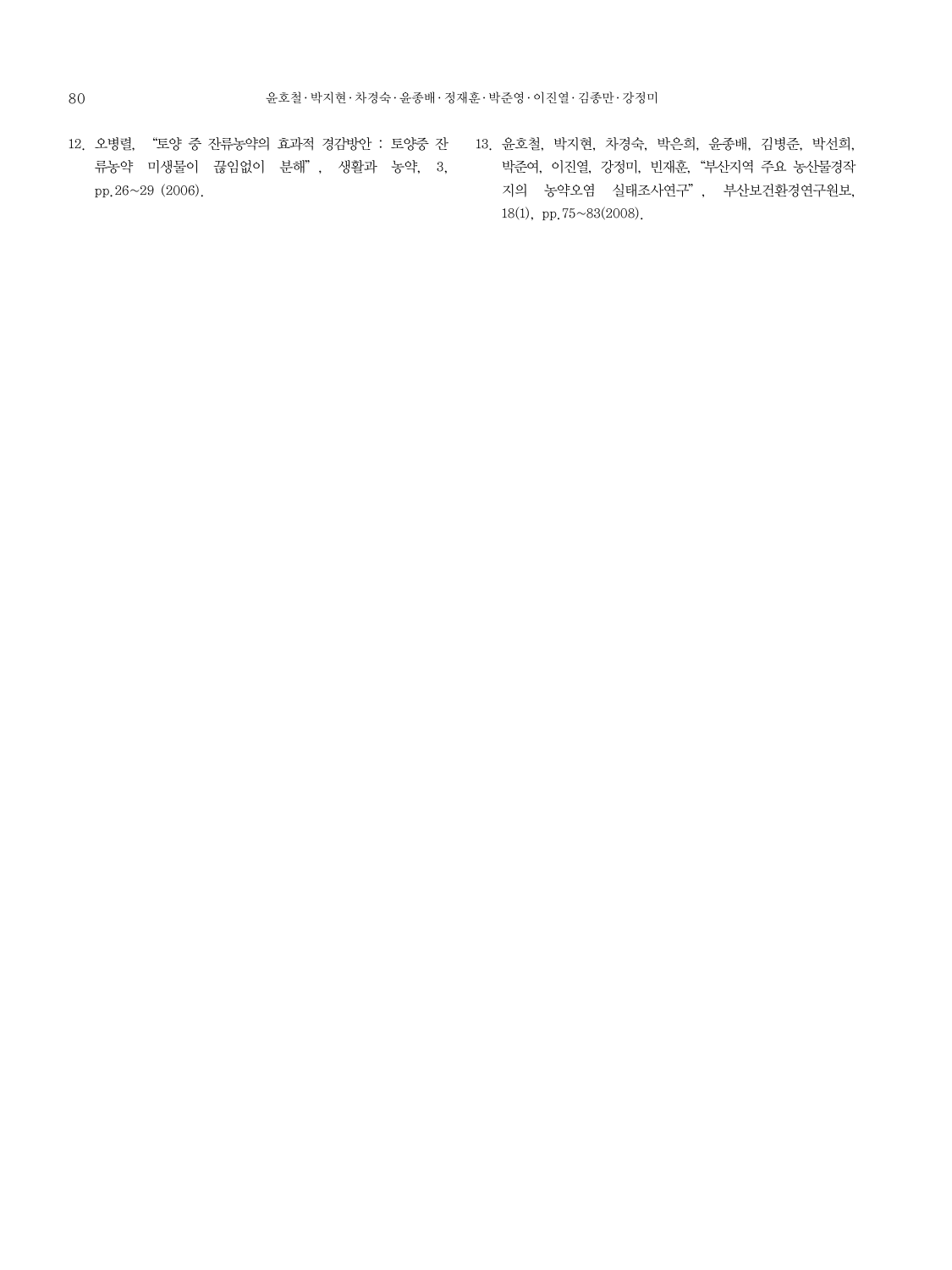12. 오병렬, "토양 중 잔류농약의 효과적 경감방안 : 토양중 잔류농약 미생물이 끊임없이 분해", 생활과 농약, 3, pp.26~29 (2006).

13. 윤호철, 박지현, 차경숙, 박은희, 윤종배, 김병준, 박선희, 박준여, 이진열, 강정미, 빈재훈, "부산지역 주요 농산물경작지의 농약오염 실태조사연구", 부산보건환경연구원보, 18(1), pp.75~83(2008).